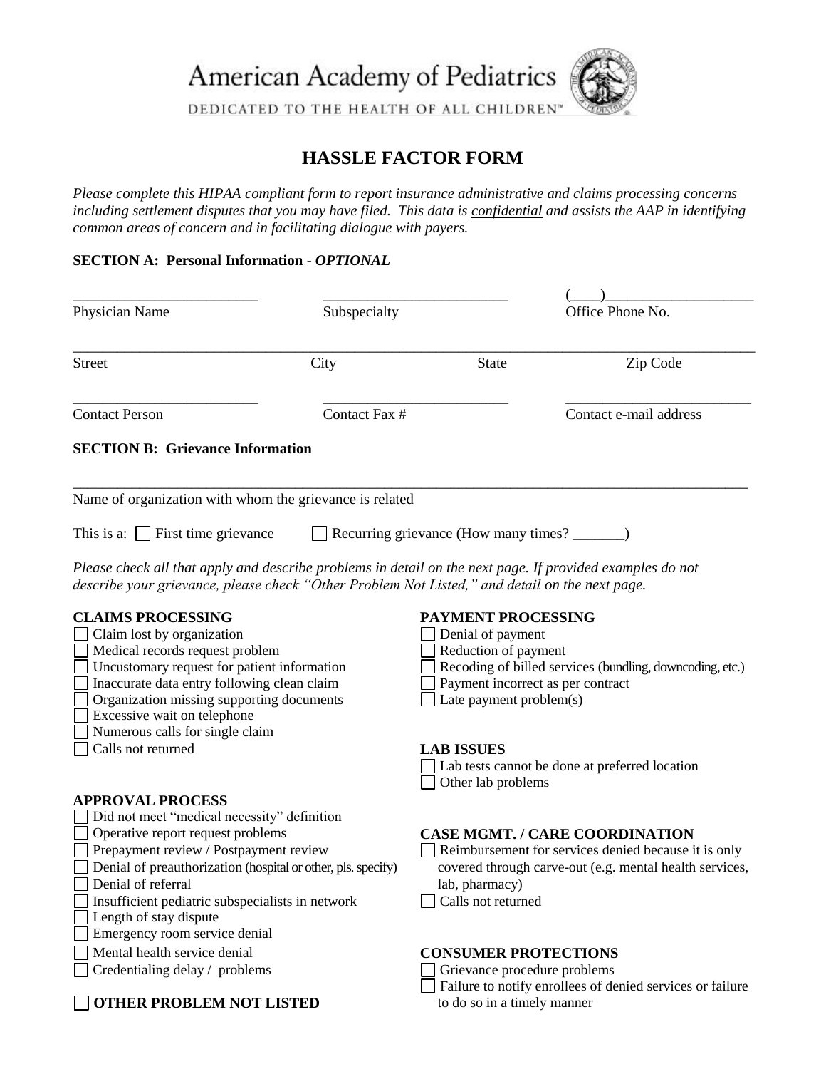American Academy of Pediatrics

DEDICATED TO THE HEALTH OF ALL CHILDREN™

# HASSLE FACTOR FORM

*Please complete this HIPAA compliant form to report insurance administrative and claims processing concerns including settlement disputes that you may have filed. This data is confidential and assists the AAP in identifying common areas of concern and in facilitating dialogue with payers.*

**SECTION A: Personal Information - *OPTIONAL***

| | | | |
|---|---|---|---|
| Physician Name | Subspecialty | | Office Phone No. (____)____________ |
| Street | City | State | Zip Code |
| Contact Person | Contact Fax # | | Contact e-mail address |

**SECTION B: Grievance Information**

_______________________________________________

Name of organization with whom the grievance is related

This is a: ☐ First time grievance ☐ Recurring grievance (How many times? _______)

*Please check all that apply and describe problems in detail on the next page. If provided examples do not describe your grievance, please check "Other Problem Not Listed," and detail on the next page.*

**CLAIMS PROCESSING**

- ☐ Claim lost by organization
- ☐ Medical records request problem
- ☐ Uncustomary request for patient information
- ☐ Inaccurate data entry following clean claim
- ☐ Organization missing supporting documents
- ☐ Excessive wait on telephone
- ☐ Numerous calls for single claim
- ☐ Calls not returned

**APPROVAL PROCESS**

- ☐ Did not meet "medical necessity" definition
- ☐ Operative report request problems
- ☐ Prepayment review / Postpayment review
- ☐ Denial of preauthorization (hospital or other, pls. specify)
- ☐ Denial of referral
- ☐ Insufficient pediatric subspecialists in network
- ☐ Length of stay dispute
- ☐ Emergency room service denial
- ☐ Mental health service denial
- ☐ Credentialing delay / problems

☐ **OTHER PROBLEM NOT LISTED**

**PAYMENT PROCESSING**

- ☐ Denial of payment
- ☐ Reduction of payment
- ☐ Recoding of billed services (bundling, downcoding, etc.)
- ☐ Payment incorrect as per contract
- ☐ Late payment problem(s)

**LAB ISSUES**

- ☐ Lab tests cannot be done at preferred location
- ☐ Other lab problems

**CASE MGMT. / CARE COORDINATION**

- ☐ Reimbursement for services denied because it is only covered through carve-out (e.g. mental health services, lab, pharmacy)
- ☐ Calls not returned

**CONSUMER PROTECTIONS**

- ☐ Grievance procedure problems
- ☐ Failure to notify enrollees of denied services or failure to do so in a timely manner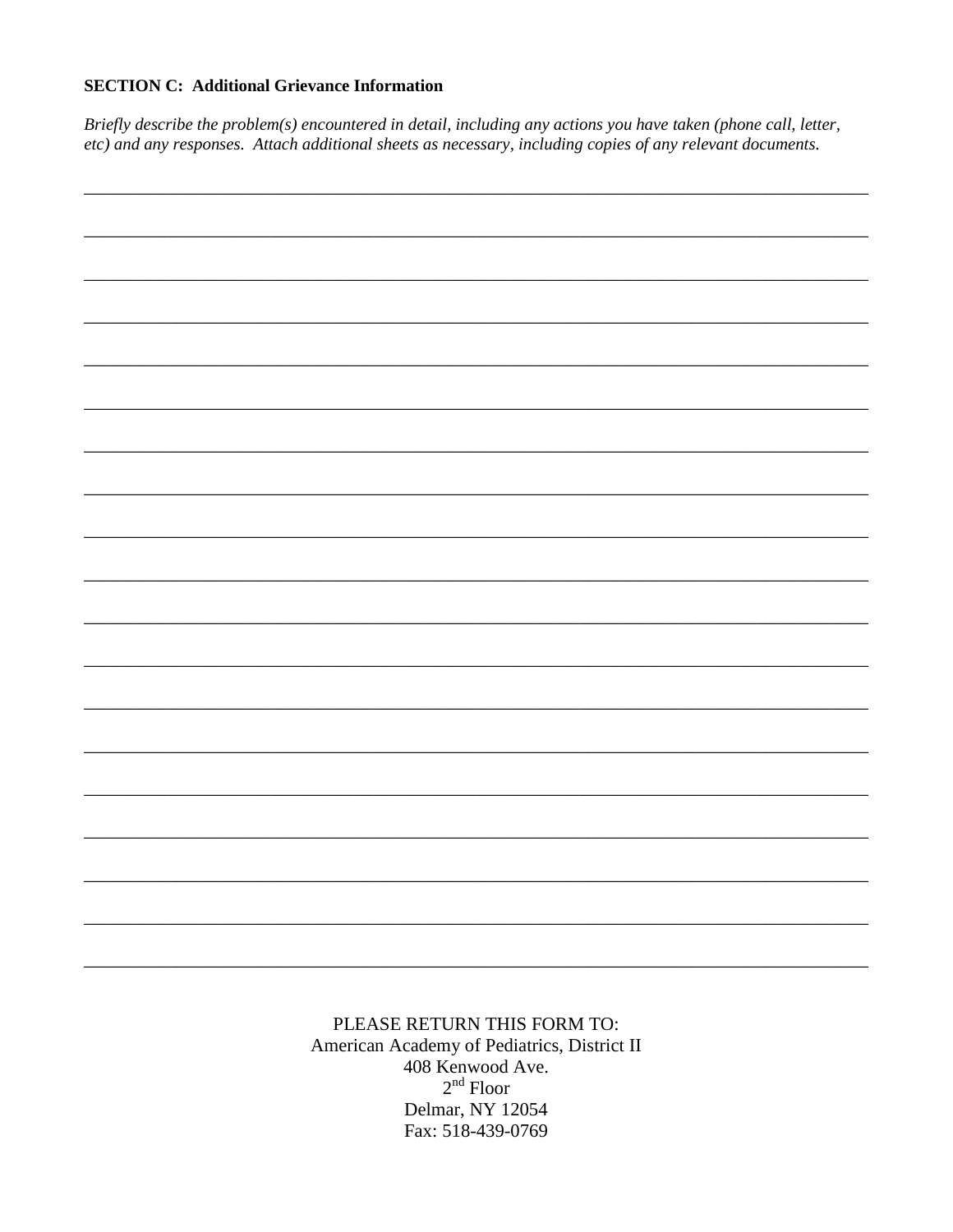**SECTION C: Additional Grievance Information**

*Briefly describe the problem(s) encountered in detail, including any actions you have taken (phone call, letter, etc) and any responses. Attach additional sheets as necessary, including copies of any relevant documents.*

\_\_\_\_\_\_\_\_\_\_\_\_\_\_\_\_\_\_\_\_\_\_\_\_\_\_\_\_\_\_\_\_\_\_\_\_\_\_\_\_\_\_\_\_\_\_\_\_\_\_\_\_\_\_\_\_\_\_\_\_\_\_\_\_\_\_\_\_\_\_\_\_\_\_\_\_

\_\_\_\_\_\_\_\_\_\_\_\_\_\_\_\_\_\_\_\_\_\_\_\_\_\_\_\_\_\_\_\_\_\_\_\_\_\_\_\_\_\_\_\_\_\_\_\_\_\_\_\_\_\_\_\_\_\_\_\_\_\_\_\_\_\_\_\_\_\_\_\_\_\_\_\_

\_\_\_\_\_\_\_\_\_\_\_\_\_\_\_\_\_\_\_\_\_\_\_\_\_\_\_\_\_\_\_\_\_\_\_\_\_\_\_\_\_\_\_\_\_\_\_\_\_\_\_\_\_\_\_\_\_\_\_\_\_\_\_\_\_\_\_\_\_\_\_\_\_\_\_\_

\_\_\_\_\_\_\_\_\_\_\_\_\_\_\_\_\_\_\_\_\_\_\_\_\_\_\_\_\_\_\_\_\_\_\_\_\_\_\_\_\_\_\_\_\_\_\_\_\_\_\_\_\_\_\_\_\_\_\_\_\_\_\_\_\_\_\_\_\_\_\_\_\_\_\_\_

\_\_\_\_\_\_\_\_\_\_\_\_\_\_\_\_\_\_\_\_\_\_\_\_\_\_\_\_\_\_\_\_\_\_\_\_\_\_\_\_\_\_\_\_\_\_\_\_\_\_\_\_\_\_\_\_\_\_\_\_\_\_\_\_\_\_\_\_\_\_\_\_\_\_\_\_

\_\_\_\_\_\_\_\_\_\_\_\_\_\_\_\_\_\_\_\_\_\_\_\_\_\_\_\_\_\_\_\_\_\_\_\_\_\_\_\_\_\_\_\_\_\_\_\_\_\_\_\_\_\_\_\_\_\_\_\_\_\_\_\_\_\_\_\_\_\_\_\_\_\_\_\_

\_\_\_\_\_\_\_\_\_\_\_\_\_\_\_\_\_\_\_\_\_\_\_\_\_\_\_\_\_\_\_\_\_\_\_\_\_\_\_\_\_\_\_\_\_\_\_\_\_\_\_\_\_\_\_\_\_\_\_\_\_\_\_\_\_\_\_\_\_\_\_\_\_\_\_\_

\_\_\_\_\_\_\_\_\_\_\_\_\_\_\_\_\_\_\_\_\_\_\_\_\_\_\_\_\_\_\_\_\_\_\_\_\_\_\_\_\_\_\_\_\_\_\_\_\_\_\_\_\_\_\_\_\_\_\_\_\_\_\_\_\_\_\_\_\_\_\_\_\_\_\_\_

\_\_\_\_\_\_\_\_\_\_\_\_\_\_\_\_\_\_\_\_\_\_\_\_\_\_\_\_\_\_\_\_\_\_\_\_\_\_\_\_\_\_\_\_\_\_\_\_\_\_\_\_\_\_\_\_\_\_\_\_\_\_\_\_\_\_\_\_\_\_\_\_\_\_\_\_

\_\_\_\_\_\_\_\_\_\_\_\_\_\_\_\_\_\_\_\_\_\_\_\_\_\_\_\_\_\_\_\_\_\_\_\_\_\_\_\_\_\_\_\_\_\_\_\_\_\_\_\_\_\_\_\_\_\_\_\_\_\_\_\_\_\_\_\_\_\_\_\_\_\_\_\_

\_\_\_\_\_\_\_\_\_\_\_\_\_\_\_\_\_\_\_\_\_\_\_\_\_\_\_\_\_\_\_\_\_\_\_\_\_\_\_\_\_\_\_\_\_\_\_\_\_\_\_\_\_\_\_\_\_\_\_\_\_\_\_\_\_\_\_\_\_\_\_\_\_\_\_\_

\_\_\_\_\_\_\_\_\_\_\_\_\_\_\_\_\_\_\_\_\_\_\_\_\_\_\_\_\_\_\_\_\_\_\_\_\_\_\_\_\_\_\_\_\_\_\_\_\_\_\_\_\_\_\_\_\_\_\_\_\_\_\_\_\_\_\_\_\_\_\_\_\_\_\_\_

\_\_\_\_\_\_\_\_\_\_\_\_\_\_\_\_\_\_\_\_\_\_\_\_\_\_\_\_\_\_\_\_\_\_\_\_\_\_\_\_\_\_\_\_\_\_\_\_\_\_\_\_\_\_\_\_\_\_\_\_\_\_\_\_\_\_\_\_\_\_\_\_\_\_\_\_

\_\_\_\_\_\_\_\_\_\_\_\_\_\_\_\_\_\_\_\_\_\_\_\_\_\_\_\_\_\_\_\_\_\_\_\_\_\_\_\_\_\_\_\_\_\_\_\_\_\_\_\_\_\_\_\_\_\_\_\_\_\_\_\_\_\_\_\_\_\_\_\_\_\_\_\_

\_\_\_\_\_\_\_\_\_\_\_\_\_\_\_\_\_\_\_\_\_\_\_\_\_\_\_\_\_\_\_\_\_\_\_\_\_\_\_\_\_\_\_\_\_\_\_\_\_\_\_\_\_\_\_\_\_\_\_\_\_\_\_\_\_\_\_\_\_\_\_\_\_\_\_\_

\_\_\_\_\_\_\_\_\_\_\_\_\_\_\_\_\_\_\_\_\_\_\_\_\_\_\_\_\_\_\_\_\_\_\_\_\_\_\_\_\_\_\_\_\_\_\_\_\_\_\_\_\_\_\_\_\_\_\_\_\_\_\_\_\_\_\_\_\_\_\_\_\_\_\_\_

\_\_\_\_\_\_\_\_\_\_\_\_\_\_\_\_\_\_\_\_\_\_\_\_\_\_\_\_\_\_\_\_\_\_\_\_\_\_\_\_\_\_\_\_\_\_\_\_\_\_\_\_\_\_\_\_\_\_\_\_\_\_\_\_\_\_\_\_\_\_\_\_\_\_\_\_

\_\_\_\_\_\_\_\_\_\_\_\_\_\_\_\_\_\_\_\_\_\_\_\_\_\_\_\_\_\_\_\_\_\_\_\_\_\_\_\_\_\_\_\_\_\_\_\_\_\_\_\_\_\_\_\_\_\_\_\_\_\_\_\_\_\_\_\_\_\_\_\_\_\_\_\_

\_\_\_\_\_\_\_\_\_\_\_\_\_\_\_\_\_\_\_\_\_\_\_\_\_\_\_\_\_\_\_\_\_\_\_\_\_\_\_\_\_\_\_\_\_\_\_\_\_\_\_\_\_\_\_\_\_\_\_\_\_\_\_\_\_\_\_\_\_\_\_\_\_\_\_\_

PLEASE RETURN THIS FORM TO:
American Academy of Pediatrics, District II
408 Kenwood Ave.
2nd Floor
Delmar, NY 12054
Fax: 518-439-0769